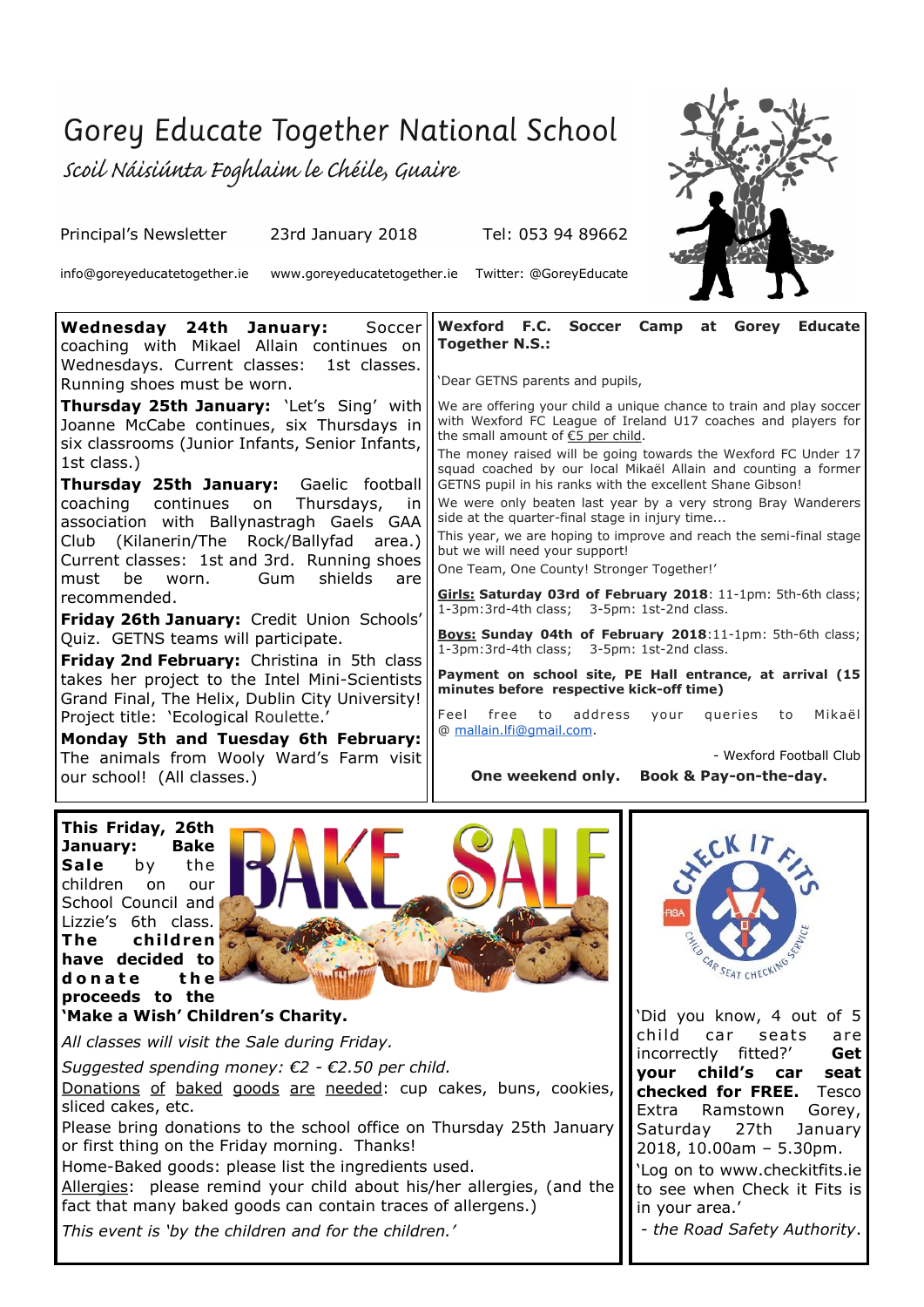# Gorey Educate Together National School

*Scoil Náisiúnta Foghlaim le Chéile, Guaire*

Principal's Newsletter    23rd January 2018    Tel: 053 94 89662

info@goreyeducatetogether.ie    www.goreyeducatetogether.ie    Twitter: @GoreyEducate

**Wednesday 24th January:** Soccer coaching with Mikael Allain continues on Wednesdays. Current classes: 1st classes. Running shoes must be worn.

**Thursday 25th January:** 'Let's Sing' with Joanne McCabe continues, six Thursdays in six classrooms (Junior Infants, Senior Infants, 1st class.)

**Thursday 25th January:** Gaelic football coaching continues on Thursdays, in association with Ballynastragh Gaels GAA Club (Kilanerin/The Rock/Ballyfad area.) Current classes: 1st and 3rd. Running shoes must be worn. Gum shields are recommended.

**Friday 26th January:** Credit Union Schools' Quiz. GETNS teams will participate.

**Friday 2nd February:** Christina in 5th class takes her project to the Intel Mini-Scientists Grand Final, The Helix, Dublin City University! Project title: 'Ecological Roulette.'

**Monday 5th and Tuesday 6th February:** The animals from Wooly Ward's Farm visit our school! (All classes.)

**Wexford F.C. Soccer Camp at Gorey Educate Together N.S.:**

'Dear GETNS parents and pupils,

We are offering your child a unique chance to train and play soccer with Wexford FC League of Ireland U17 coaches and players for the small amount of €5 per child.

The money raised will be going towards the Wexford FC Under 17 squad coached by our local Mikaël Allain and counting a former GETNS pupil in his ranks with the excellent Shane Gibson!

We were only beaten last year by a very strong Bray Wanderers side at the quarter-final stage in injury time...

This year, we are hoping to improve and reach the semi-final stage but we will need your support!

One Team, One County! Stronger Together!'

**Girls: Saturday 03rd of February 2018**: 11-1pm: 5th-6th class; 1-3pm: 3rd-4th class; 3-5pm: 1st-2nd class.

**Boys: Sunday 04th of February 2018**: 11-1pm: 5th-6th class; 1-3pm: 3rd-4th class; 3-5pm: 1st-2nd class.

**Payment on school site, PE Hall entrance, at arrival (15 minutes before respective kick-off time)**

Feel free to address your queries to Mikaël @ mallain.lfi@gmail.com.

- Wexford Football Club

**One weekend only. Book & Pay-on-the-day.**

**This Friday, 26th January: Bake Sale** by the children on our School Council and Lizzie's 6th class. **The children have decided to donate the proceeds to the 'Make a Wish' Children's Charity.**

BAKE SALE

*All classes will visit the Sale during Friday.*

*Suggested spending money: €2 - €2.50 per child.*

Donations of baked goods are needed: cup cakes, buns, cookies, sliced cakes, etc.

Please bring donations to the school office on Thursday 25th January or first thing on the Friday morning. Thanks!

Home-Baked goods: please list the ingredients used.

Allergies: please remind your child about his/her allergies, (and the fact that many baked goods can contain traces of allergens.)

*This event is 'by the children and for the children.'*

CHECK IT FITS – RSA – CHILD CAR SEAT CHECKING SERVICE

'Did you know, 4 out of 5 child car seats are incorrectly fitted?' **Get your child's car seat checked for FREE.** Tesco Extra Ramstown Gorey, Saturday 27th January 2018, 10.00am – 5.30pm.

'Log on to www.checkitfits.ie to see when Check it Fits is in your area.'

*- the Road Safety Authority.*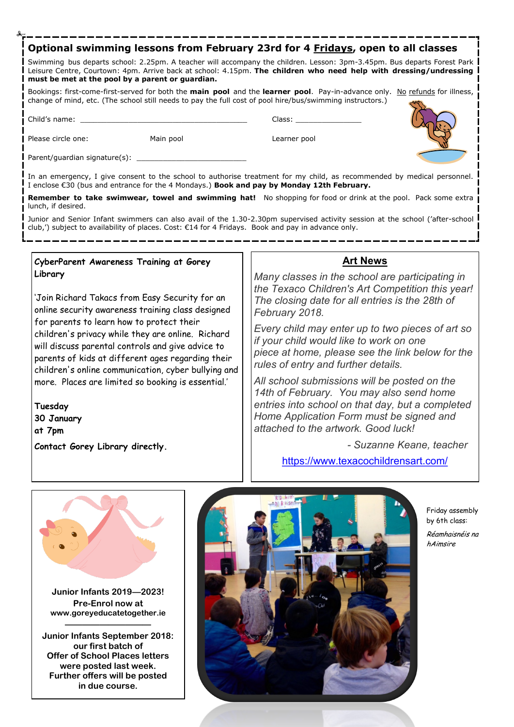## Optional swimming lessons from February 23rd for 4 Fridays, open to all classes

Swimming bus departs school: 2.25pm. A teacher will accompany the children. Lesson: 3pm-3.45pm. Bus departs Forest Park Leisure Centre, Courtown: 4pm. Arrive back at school: 4.15pm. **The children who need help with dressing/undressing must be met at the pool by a parent or guardian.**

Bookings: first-come-first-served for both the **main pool** and the **learner pool**. Pay-in-advance only. No refunds for illness, change of mind, etc. (The school still needs to pay the full cost of pool hire/bus/swimming instructors.)

Child's name: ______________________________________ Class: _______________

Please circle one: Main pool Learner pool

Parent/guardian signature(s): __________________________

In an emergency, I give consent to the school to authorise treatment for my child, as recommended by medical personnel. I enclose €30 (bus and entrance for the 4 Mondays.) **Book and pay by Monday 12th February.**

**Remember to take swimwear, towel and swimming hat!** No shopping for food or drink at the pool. Pack some extra lunch, if desired.

Junior and Senior Infant swimmers can also avail of the 1.30-2.30pm supervised activity session at the school ('after-school club,') subject to availability of places. Cost: €14 for 4 Fridays. Book and pay in advance only.

### CyberParent Awareness Training at Gorey Library

'Join Richard Takacs from Easy Security for an online security awareness training class designed for parents to learn how to protect their children's privacy while they are online. Richard will discuss parental controls and give advice to parents of kids at different ages regarding their children's online communication, cyber bullying and more. Places are limited so booking is essential.'

**Tuesday**
**30 January**
**at 7pm**

**Contact Gorey Library directly.**

### Art News

*Many classes in the school are participating in the Texaco Children's Art Competition this year! The closing date for all entries is the 28th of February 2018.*

*Every child may enter up to two pieces of art so if your child would like to work on one piece at home, please see the link below for the rules of entry and further details.*

*All school submissions will be posted on the 14th of February. You may also send home entries into school on that day, but a completed Home Application Form must be signed and attached to the artwork. Good luck!*

*- Suzanne Keane, teacher*

https://www.texacochildrensart.com/

**Junior Infants 2019—2023!**
**Pre-Enrol now at**
**www.goreyeducatetogether.ie**

**Junior Infants September 2018: our first batch of Offer of School Places letters were posted last week. Further offers will be posted in due course.**

Friday assembly by 6th class:

*Réamhaisnéis na hAimsire*